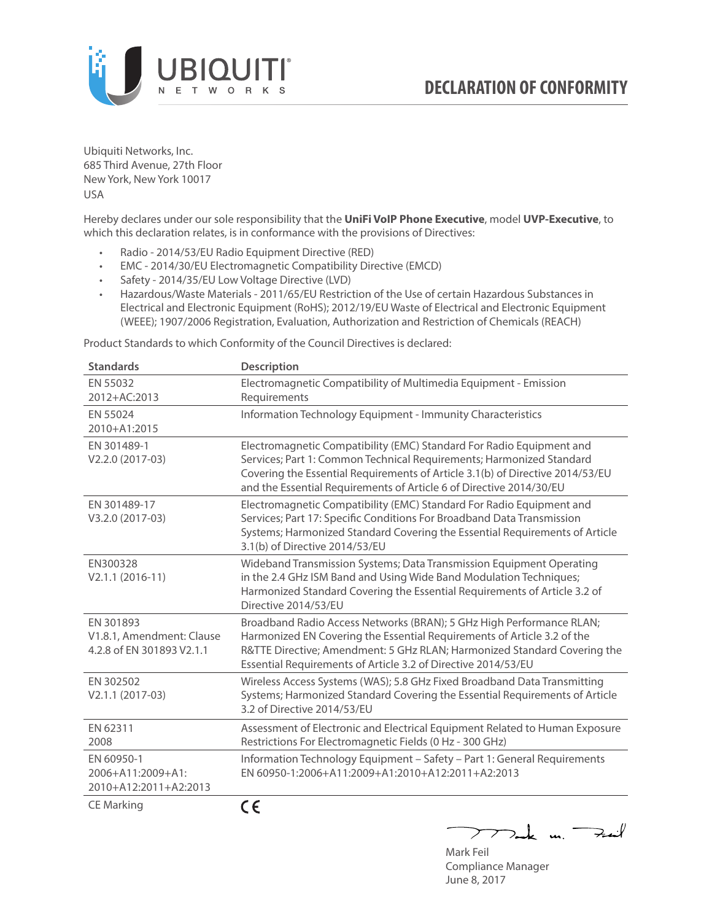UBIQUITI NETWORKS

# DECLARATION OF CONFORMITY

Ubiquiti Networks, Inc.
685 Third Avenue, 27th Floor
New York, New York 10017
USA

Hereby declares under our sole responsibility that the **UniFi VoIP Phone Executive**, model **UVP-Executive**, to which this declaration relates, is in conformance with the provisions of Directives:

- Radio - 2014/53/EU Radio Equipment Directive (RED)
- EMC - 2014/30/EU Electromagnetic Compatibility Directive (EMCD)
- Safety - 2014/35/EU Low Voltage Directive (LVD)
- Hazardous/Waste Materials - 2011/65/EU Restriction of the Use of certain Hazardous Substances in Electrical and Electronic Equipment (RoHS); 2012/19/EU Waste of Electrical and Electronic Equipment (WEEE); 1907/2006 Registration, Evaluation, Authorization and Restriction of Chemicals (REACH)

Product Standards to which Conformity of the Council Directives is declared:

| Standards | Description |
|---|---|
| EN 55032 2012+AC:2013 | Electromagnetic Compatibility of Multimedia Equipment - Emission Requirements |
| EN 55024 2010+A1:2015 | Information Technology Equipment - Immunity Characteristics |
| EN 301489-1 V2.2.0 (2017-03) | Electromagnetic Compatibility (EMC) Standard For Radio Equipment and Services; Part 1: Common Technical Requirements; Harmonized Standard Covering the Essential Requirements of Article 3.1(b) of Directive 2014/53/EU and the Essential Requirements of Article 6 of Directive 2014/30/EU |
| EN 301489-17 V3.2.0 (2017-03) | Electromagnetic Compatibility (EMC) Standard For Radio Equipment and Services; Part 17: Specific Conditions For Broadband Data Transmission Systems; Harmonized Standard Covering the Essential Requirements of Article 3.1(b) of Directive 2014/53/EU |
| EN300328 V2.1.1 (2016-11) | Wideband Transmission Systems; Data Transmission Equipment Operating in the 2.4 GHz ISM Band and Using Wide Band Modulation Techniques; Harmonized Standard Covering the Essential Requirements of Article 3.2 of Directive 2014/53/EU |
| EN 301893 V1.8.1, Amendment: Clause 4.2.8 of EN 301893 V2.1.1 | Broadband Radio Access Networks (BRAN); 5 GHz High Performance RLAN; Harmonized EN Covering the Essential Requirements of Article 3.2 of the R&TTE Directive; Amendment: 5 GHz RLAN; Harmonized Standard Covering the Essential Requirements of Article 3.2 of Directive 2014/53/EU |
| EN 302502 V2.1.1 (2017-03) | Wireless Access Systems (WAS); 5.8 GHz Fixed Broadband Data Transmitting Systems; Harmonized Standard Covering the Essential Requirements of Article 3.2 of Directive 2014/53/EU |
| EN 62311 2008 | Assessment of Electronic and Electrical Equipment Related to Human Exposure Restrictions For Electromagnetic Fields (0 Hz - 300 GHz) |
| EN 60950-1 2006+A11:2009+A1: 2010+A12:2011+A2:2013 | Information Technology Equipment – Safety – Part 1: General Requirements EN 60950-1:2006+A11:2009+A1:2010+A12:2011+A2:2013 |
| CE Marking | CE |

Mark Feil
Compliance Manager
June 8, 2017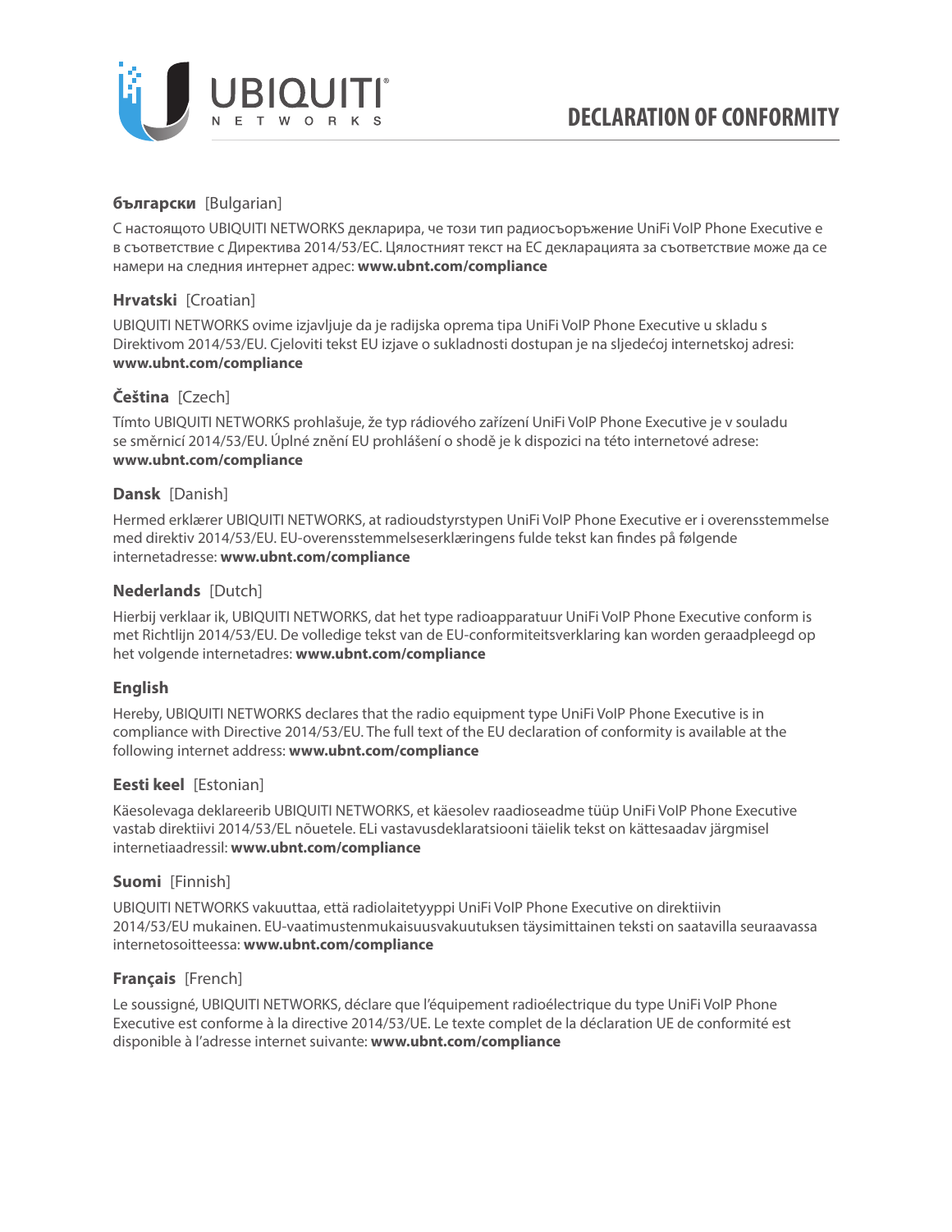# DECLARATION OF CONFORMITY

**български** [Bulgarian]

С настоящото UBIQUITI NETWORKS декларира, че този тип радиосъоръжение UniFi VoIP Phone Executive е в съответствие с Директива 2014/53/ЕС. Цялостният текст на ЕС декларацията за съответствие може да се намери на следния интернет адрес: **www.ubnt.com/compliance**

**Hrvatski** [Croatian]

UBIQUITI NETWORKS ovime izjavljuje da je radijska oprema tipa UniFi VoIP Phone Executive u skladu s Direktivom 2014/53/EU. Cjeloviti tekst EU izjave o sukladnosti dostupan je na sljedećoj internetskoj adresi: **www.ubnt.com/compliance**

**Čeština** [Czech]

Tímto UBIQUITI NETWORKS prohlašuje, že typ rádiového zařízení UniFi VoIP Phone Executive je v souladu se směrnicí 2014/53/EU. Úplné znění EU prohlášení o shodě je k dispozici na této internetové adrese: **www.ubnt.com/compliance**

**Dansk** [Danish]

Hermed erklærer UBIQUITI NETWORKS, at radioudstyrstypen UniFi VoIP Phone Executive er i overensstemmelse med direktiv 2014/53/EU. EU-overensstemmelseserklæringens fulde tekst kan findes på følgende internetadresse: **www.ubnt.com/compliance**

**Nederlands** [Dutch]

Hierbij verklaar ik, UBIQUITI NETWORKS, dat het type radioapparatuur UniFi VoIP Phone Executive conform is met Richtlijn 2014/53/EU. De volledige tekst van de EU-conformiteitsverklaring kan worden geraadpleegd op het volgende internetadres: **www.ubnt.com/compliance**

**English**

Hereby, UBIQUITI NETWORKS declares that the radio equipment type UniFi VoIP Phone Executive is in compliance with Directive 2014/53/EU. The full text of the EU declaration of conformity is available at the following internet address: **www.ubnt.com/compliance**

**Eesti keel** [Estonian]

Käesolevaga deklareerib UBIQUITI NETWORKS, et käesolev raadioseadme tüüp UniFi VoIP Phone Executive vastab direktiivi 2014/53/EL nõuetele. ELi vastavusdeklaratsiooni täielik tekst on kättesaadav järgmisel internetiaadressil: **www.ubnt.com/compliance**

**Suomi** [Finnish]

UBIQUITI NETWORKS vakuuttaa, että radiolaitetyyppi UniFi VoIP Phone Executive on direktiivin 2014/53/EU mukainen. EU-vaatimustenmukaisuusvakuutuksen täysimittainen teksti on saatavilla seuraavassa internetosoitteessa: **www.ubnt.com/compliance**

**Français** [French]

Le soussigné, UBIQUITI NETWORKS, déclare que l'équipement radioélectrique du type UniFi VoIP Phone Executive est conforme à la directive 2014/53/UE. Le texte complet de la déclaration UE de conformité est disponible à l'adresse internet suivante: **www.ubnt.com/compliance**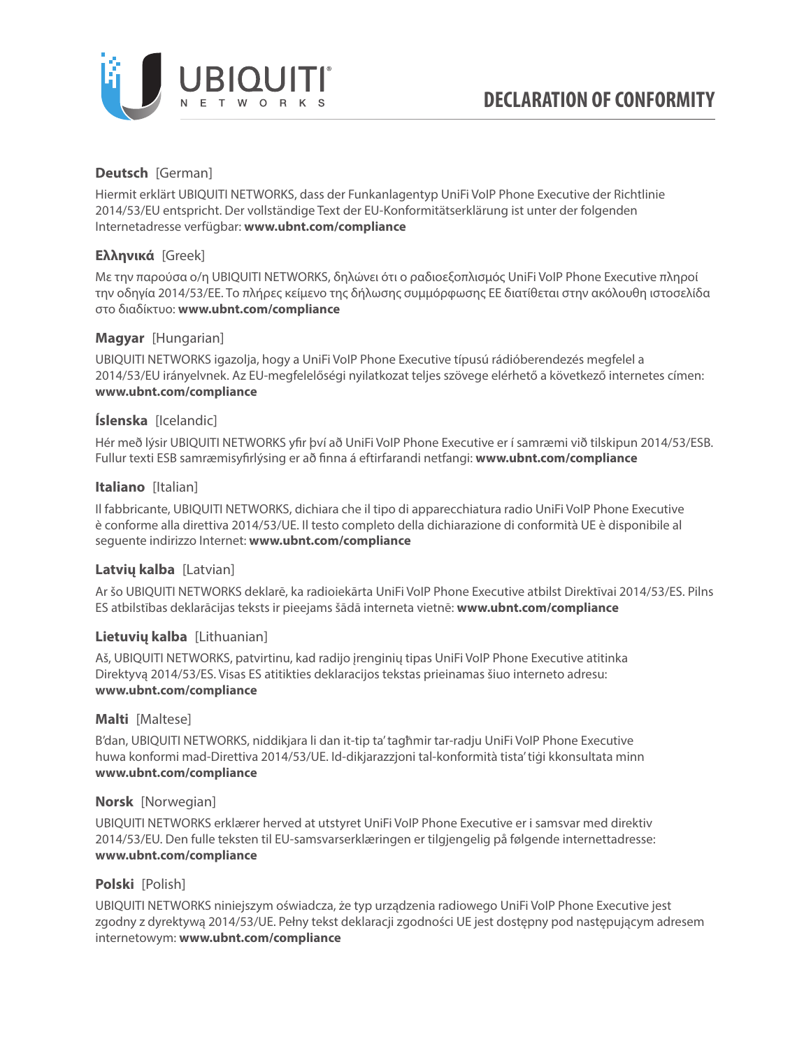# DECLARATION OF CONFORMITY

**Deutsch** [German]

Hiermit erklärt UBIQUITI NETWORKS, dass der Funkanlagentyp UniFi VoIP Phone Executive der Richtlinie 2014/53/EU entspricht. Der vollständige Text der EU-Konformitätserklärung ist unter der folgenden Internetadresse verfügbar: **www.ubnt.com/compliance**

**Ελληνικά** [Greek]

Με την παρούσα ο/η UBIQUITI NETWORKS, δηλώνει ότι ο ραδιοεξοπλισμός UniFi VoIP Phone Executive πληροί την οδηγία 2014/53/ΕΕ. Το πλήρες κείμενο της δήλωσης συμμόρφωσης ΕΕ διατίθεται στην ακόλουθη ιστοσελίδα στο διαδίκτυο: **www.ubnt.com/compliance**

**Magyar** [Hungarian]

UBIQUITI NETWORKS igazolja, hogy a UniFi VoIP Phone Executive típusú rádióberendezés megfelel a 2014/53/EU irányelvnek. Az EU-megfelelőségi nyilatkozat teljes szövege elérhető a következő internetes címen: **www.ubnt.com/compliance**

**Íslenska** [Icelandic]

Hér með lýsir UBIQUITI NETWORKS yfir því að UniFi VoIP Phone Executive er í samræmi við tilskipun 2014/53/ESB. Fullur texti ESB samræmisyfirlýsing er að finna á eftirfarandi netfangi: **www.ubnt.com/compliance**

**Italiano** [Italian]

Il fabbricante, UBIQUITI NETWORKS, dichiara che il tipo di apparecchiatura radio UniFi VoIP Phone Executive è conforme alla direttiva 2014/53/UE. Il testo completo della dichiarazione di conformità UE è disponibile al seguente indirizzo Internet: **www.ubnt.com/compliance**

**Latvių kalba** [Latvian]

Ar šo UBIQUITI NETWORKS deklarē, ka radioiekārta UniFi VoIP Phone Executive atbilst Direktīvai 2014/53/ES. Pilns ES atbilstības deklarācijas teksts ir pieejams šādā interneta vietnē: **www.ubnt.com/compliance**

**Lietuvių kalba** [Lithuanian]

Aš, UBIQUITI NETWORKS, patvirtinu, kad radijo įrenginių tipas UniFi VoIP Phone Executive atitinka Direktyvą 2014/53/ES. Visas ES atitikties deklaracijos tekstas prieinamas šiuo interneto adresu: **www.ubnt.com/compliance**

**Malti** [Maltese]

B'dan, UBIQUITI NETWORKS, niddikjara li dan it-tip ta' tagħmir tar-radju UniFi VoIP Phone Executive huwa konformi mad-Direttiva 2014/53/UE. Id-dikjarazzjoni tal-konformità tista' tiġi kkonsultata minn **www.ubnt.com/compliance**

**Norsk** [Norwegian]

UBIQUITI NETWORKS erklærer herved at utstyret UniFi VoIP Phone Executive er i samsvar med direktiv 2014/53/EU. Den fulle teksten til EU-samsvarserklæringen er tilgjengelig på følgende internettadresse: **www.ubnt.com/compliance**

**Polski** [Polish]

UBIQUITI NETWORKS niniejszym oświadcza, że typ urządzenia radiowego UniFi VoIP Phone Executive jest zgodny z dyrektywą 2014/53/UE. Pełny tekst deklaracji zgodności UE jest dostępny pod następującym adresem internetowym: **www.ubnt.com/compliance**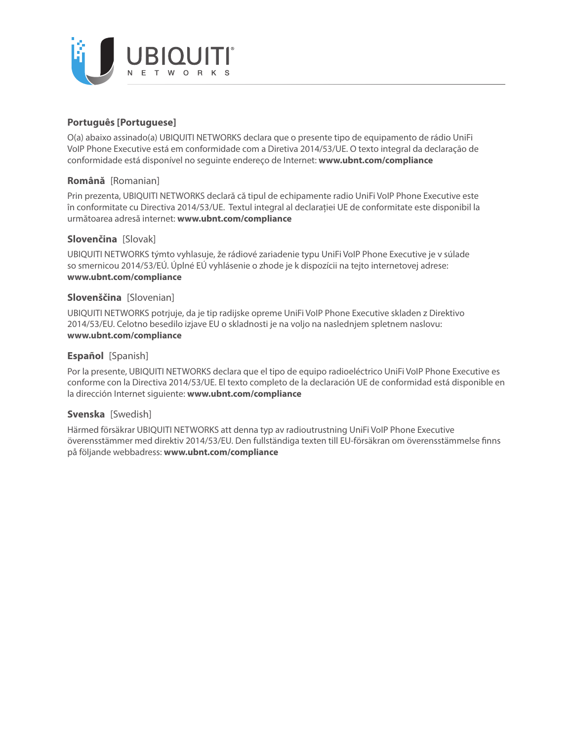### Português [Portuguese]

O(a) abaixo assinado(a) UBIQUITI NETWORKS declara que o presente tipo de equipamento de rádio UniFi VoIP Phone Executive está em conformidade com a Diretiva 2014/53/UE. O texto integral da declaração de conformidade está disponível no seguinte endereço de Internet: **www.ubnt.com/compliance**

### Română [Romanian]

Prin prezenta, UBIQUITI NETWORKS declară că tipul de echipamente radio UniFi VoIP Phone Executive este în conformitate cu Directiva 2014/53/UE. Textul integral al declarației UE de conformitate este disponibil la următoarea adresă internet: **www.ubnt.com/compliance**

### Slovenčina [Slovak]

UBIQUITI NETWORKS týmto vyhlasuje, že rádiové zariadenie typu UniFi VoIP Phone Executive je v súlade so smernicou 2014/53/EÚ. Úplné EÚ vyhlásenie o zhode je k dispozícii na tejto internetovej adrese: **www.ubnt.com/compliance**

### Slovenščina [Slovenian]

UBIQUITI NETWORKS potrjuje, da je tip radijske opreme UniFi VoIP Phone Executive skladen z Direktivo 2014/53/EU. Celotno besedilo izjave EU o skladnosti je na voljo na naslednjem spletnem naslovu: **www.ubnt.com/compliance**

### Español [Spanish]

Por la presente, UBIQUITI NETWORKS declara que el tipo de equipo radioeléctrico UniFi VoIP Phone Executive es conforme con la Directiva 2014/53/UE. El texto completo de la declaración UE de conformidad está disponible en la dirección Internet siguiente: **www.ubnt.com/compliance**

### Svenska [Swedish]

Härmed försäkrar UBIQUITI NETWORKS att denna typ av radioutrustning UniFi VoIP Phone Executive överensstämmer med direktiv 2014/53/EU. Den fullständiga texten till EU-försäkran om överensstämmelse finns på följande webbadress: **www.ubnt.com/compliance**